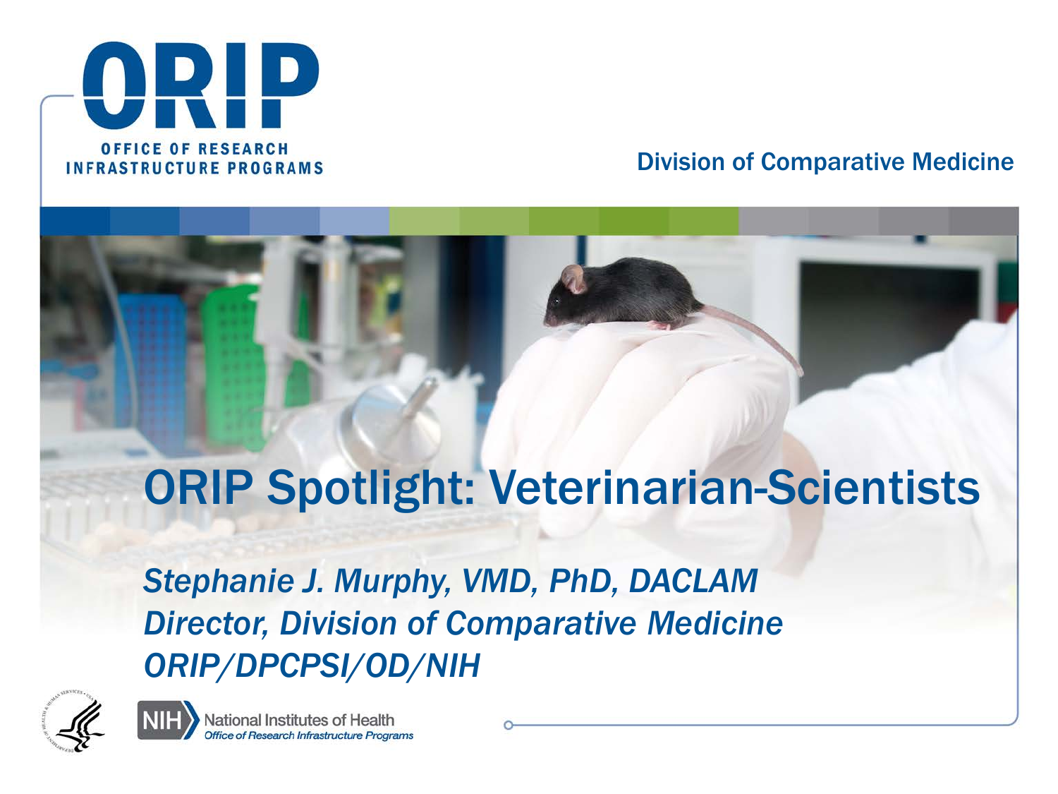ORIP

OFFICE OF RESEARCH INFRASTRUCTURE PROGRAMS

Division of Comparative Medicine

# ORIP Spotlight: Veterinarian-Scientists

*Stephanie J. Murphy, VMD, PhD, DACLAM*
*Director, Division of Comparative Medicine*
*ORIP/DPCPSI/OD/NIH*

National Institutes of Health
*Office of Research Infrastructure Programs*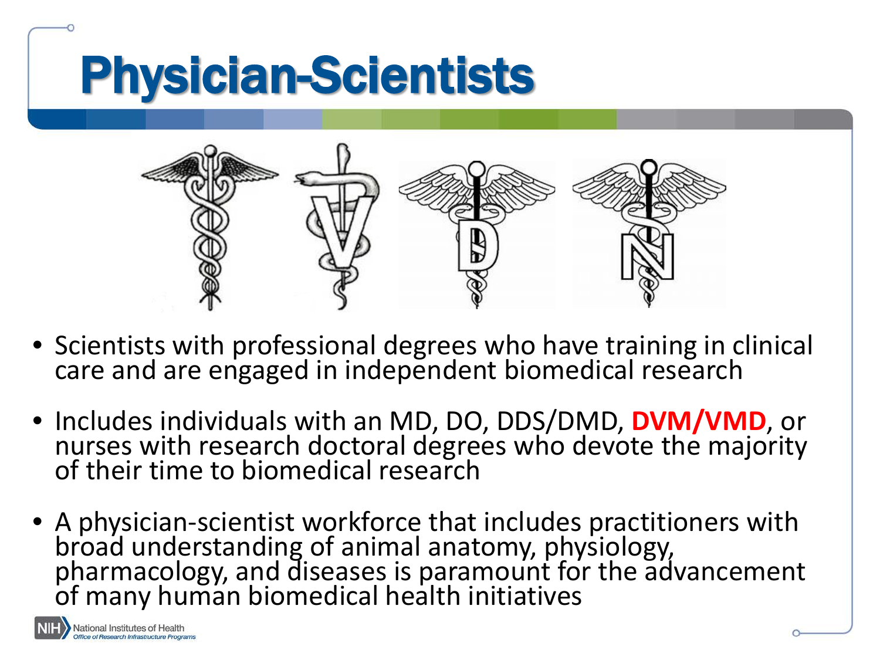# Physician-Scientists

- Scientists with professional degrees who have training in clinical care and are engaged in independent biomedical research
- Includes individuals with an MD, DO, DDS/DMD, **DVM/VMD**, or nurses with research doctoral degrees who devote the majority of their time to biomedical research
- A physician-scientist workforce that includes practitioners with broad understanding of animal anatomy, physiology, pharmacology, and diseases is paramount for the advancement of many human biomedical health initiatives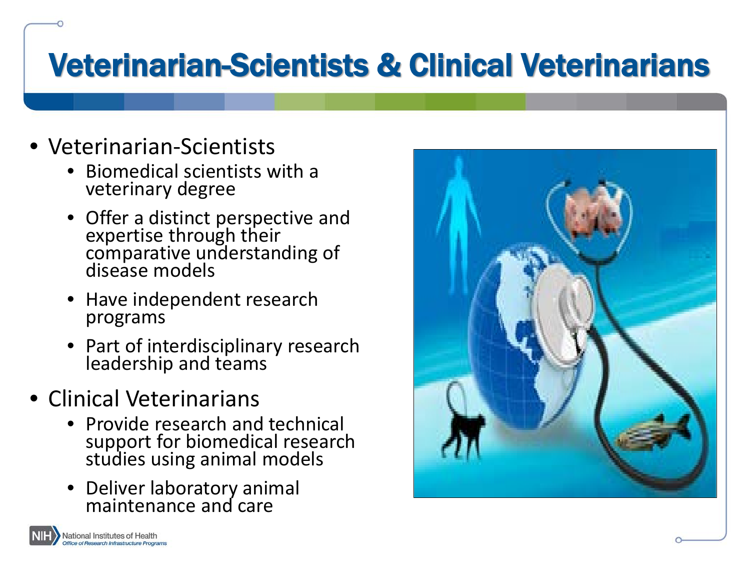# Veterinarian-Scientists & Clinical Veterinarians

- Veterinarian-Scientists
  - Biomedical scientists with a veterinary degree
  - Offer a distinct perspective and expertise through their comparative understanding of disease models
  - Have independent research programs
  - Part of interdisciplinary research leadership and teams
- Clinical Veterinarians
  - Provide research and technical support for biomedical research studies using animal models
  - Deliver laboratory animal maintenance and care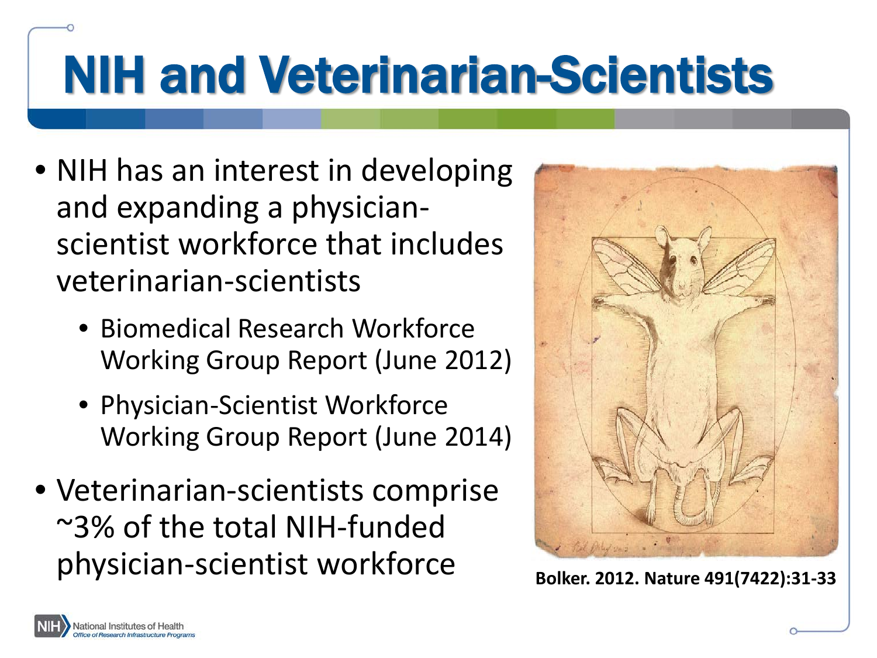# NIH and Veterinarian-Scientists

- NIH has an interest in developing and expanding a physician-scientist workforce that includes veterinarian-scientists
  - Biomedical Research Workforce Working Group Report (June 2012)
  - Physician-Scientist Workforce Working Group Report (June 2014)
- Veterinarian-scientists comprise ~3% of the total NIH-funded physician-scientist workforce

**Bolker. 2012. Nature 491(7422):31-33**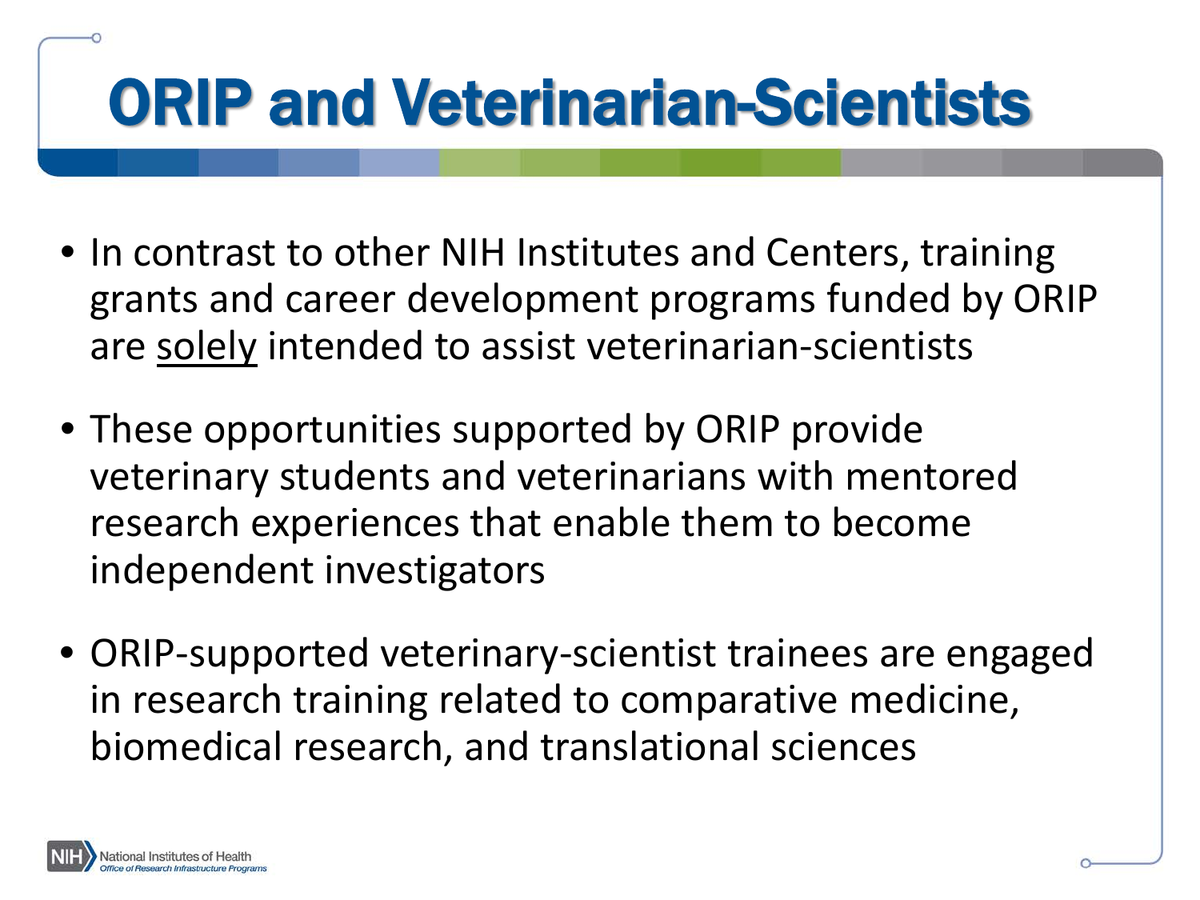# ORIP and Veterinarian-Scientists

- In contrast to other NIH Institutes and Centers, training grants and career development programs funded by ORIP are <u>solely</u> intended to assist veterinarian-scientists
- These opportunities supported by ORIP provide veterinary students and veterinarians with mentored research experiences that enable them to become independent investigators
- ORIP-supported veterinary-scientist trainees are engaged in research training related to comparative medicine, biomedical research, and translational sciences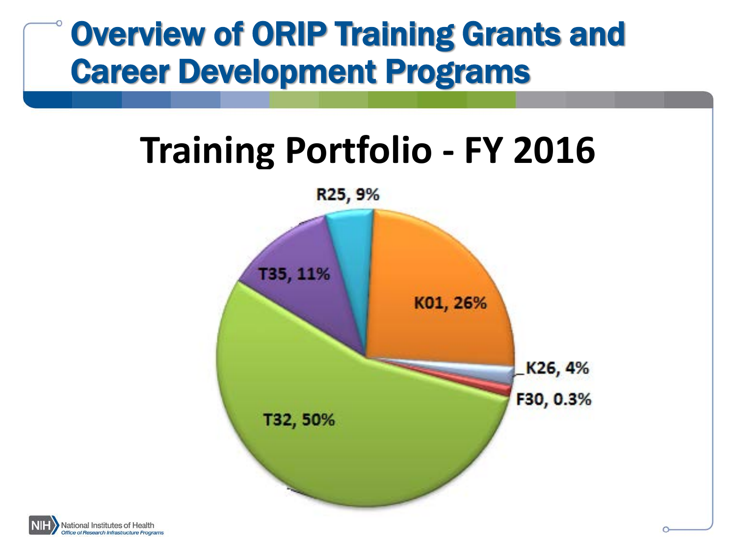# Overview of ORIP Training Grants and Career Development Programs

## Training Portfolio - FY 2016

R25, 9%

T35, 11%

K01, 26%

K26, 4%

F30, 0.3%

T32, 50%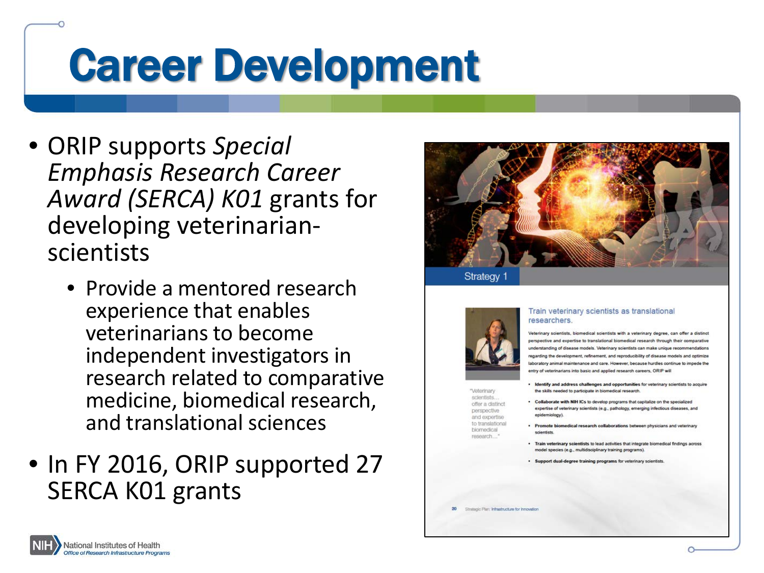# Career Development

- ORIP supports *Special Emphasis Research Career Award (SERCA) K01* grants for developing veterinarian-scientists
  - Provide a mentored research experience that enables veterinarians to become independent investigators in research related to comparative medicine, biomedical research, and translational sciences
- In FY 2016, ORIP supported 27 SERCA K01 grants

Strategy 1

Train veterinary scientists as translational researchers.

Veterinary scientists, biomedical scientists with a veterinary degree, can offer a distinct perspective and expertise to translational biomedical research through their comparative understanding of disease models. Veterinary scientists can make unique recommendations regarding the development, refinement, and reproducibility of disease models and optimize laboratory animal maintenance and care. However, because hurdles continue to impede the entry of veterinarians into basic and applied research careers, ORIP will

- **Identify and address challenges and opportunities** for veterinary scientists to acquire the skills needed to participate in biomedical research.
- **Collaborate with NIH ICs** to develop programs that capitalize on the specialized expertise of veterinary scientists (e.g., pathology, emerging infectious diseases, and epidemiology).
- **Promote biomedical research collaborations** between physicians and veterinary scientists.
- **Train veterinary scientists** to lead activities that integrate biomedical findings across model species (e.g., multidisciplinary training programs).
- **Support dual-degree training programs** for veterinary scientists.

"Veterinary scientists… offer a distinct perspective and expertise to translational biomedical research…"

20 Strategic Plan: Infrastructure for Innovation

National Institutes of Health
Office of Research Infrastructure Programs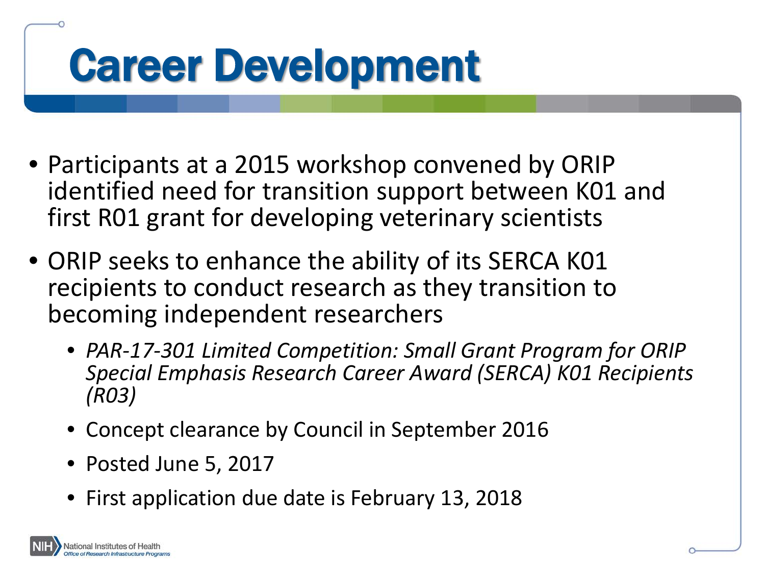# Career Development

- Participants at a 2015 workshop convened by ORIP identified need for transition support between K01 and first R01 grant for developing veterinary scientists
- ORIP seeks to enhance the ability of its SERCA K01 recipients to conduct research as they transition to becoming independent researchers
  - *PAR-17-301 Limited Competition: Small Grant Program for ORIP Special Emphasis Research Career Award (SERCA) K01 Recipients (R03)*
  - Concept clearance by Council in September 2016
  - Posted June 5, 2017
  - First application due date is February 13, 2018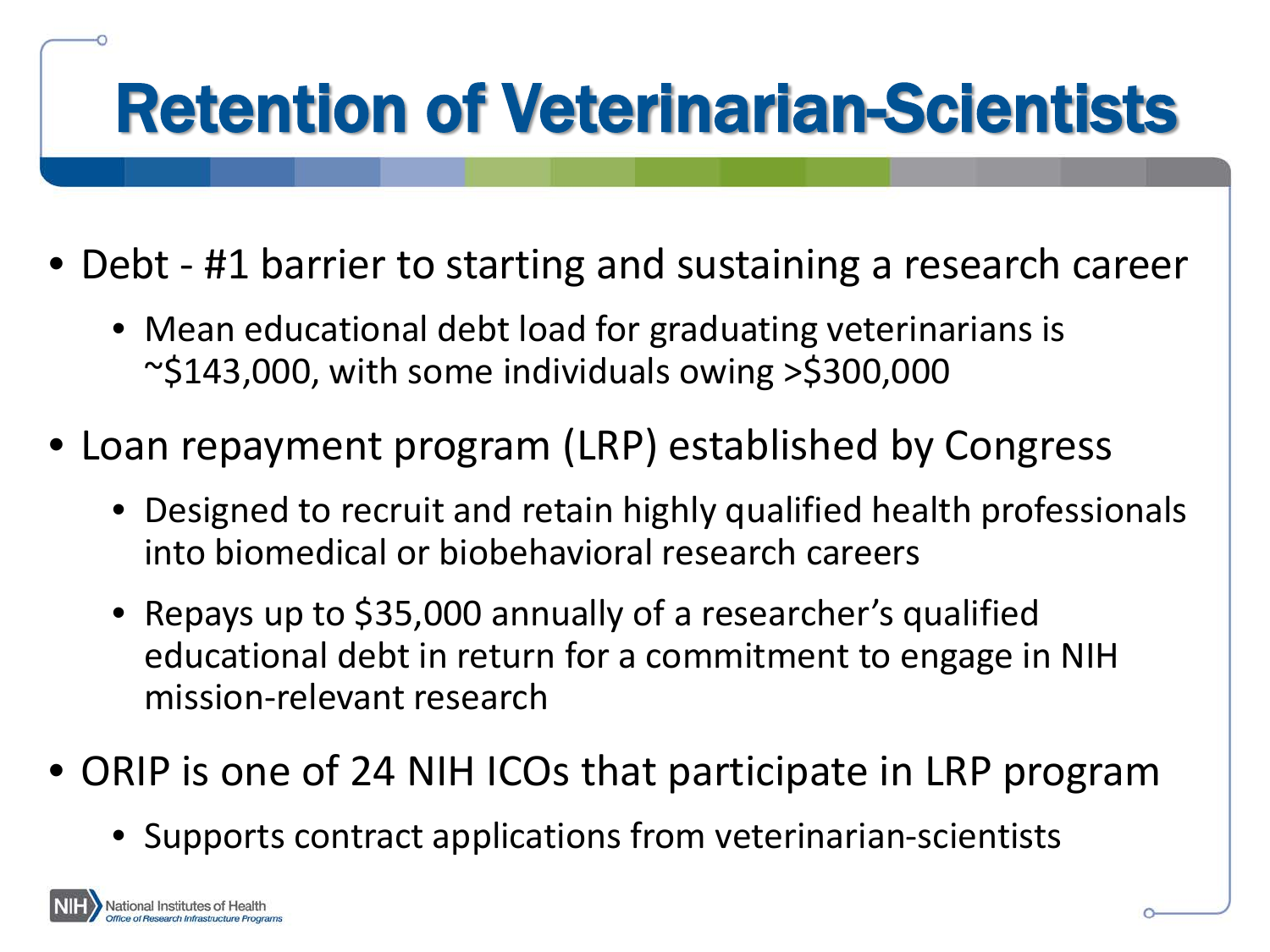# Retention of Veterinarian-Scientists

- Debt - #1 barrier to starting and sustaining a research career
  - Mean educational debt load for graduating veterinarians is ~$143,000, with some individuals owing >$300,000
- Loan repayment program (LRP) established by Congress
  - Designed to recruit and retain highly qualified health professionals into biomedical or biobehavioral research careers
  - Repays up to $35,000 annually of a researcher's qualified educational debt in return for a commitment to engage in NIH mission-relevant research
- ORIP is one of 24 NIH ICOs that participate in LRP program
  - Supports contract applications from veterinarian-scientists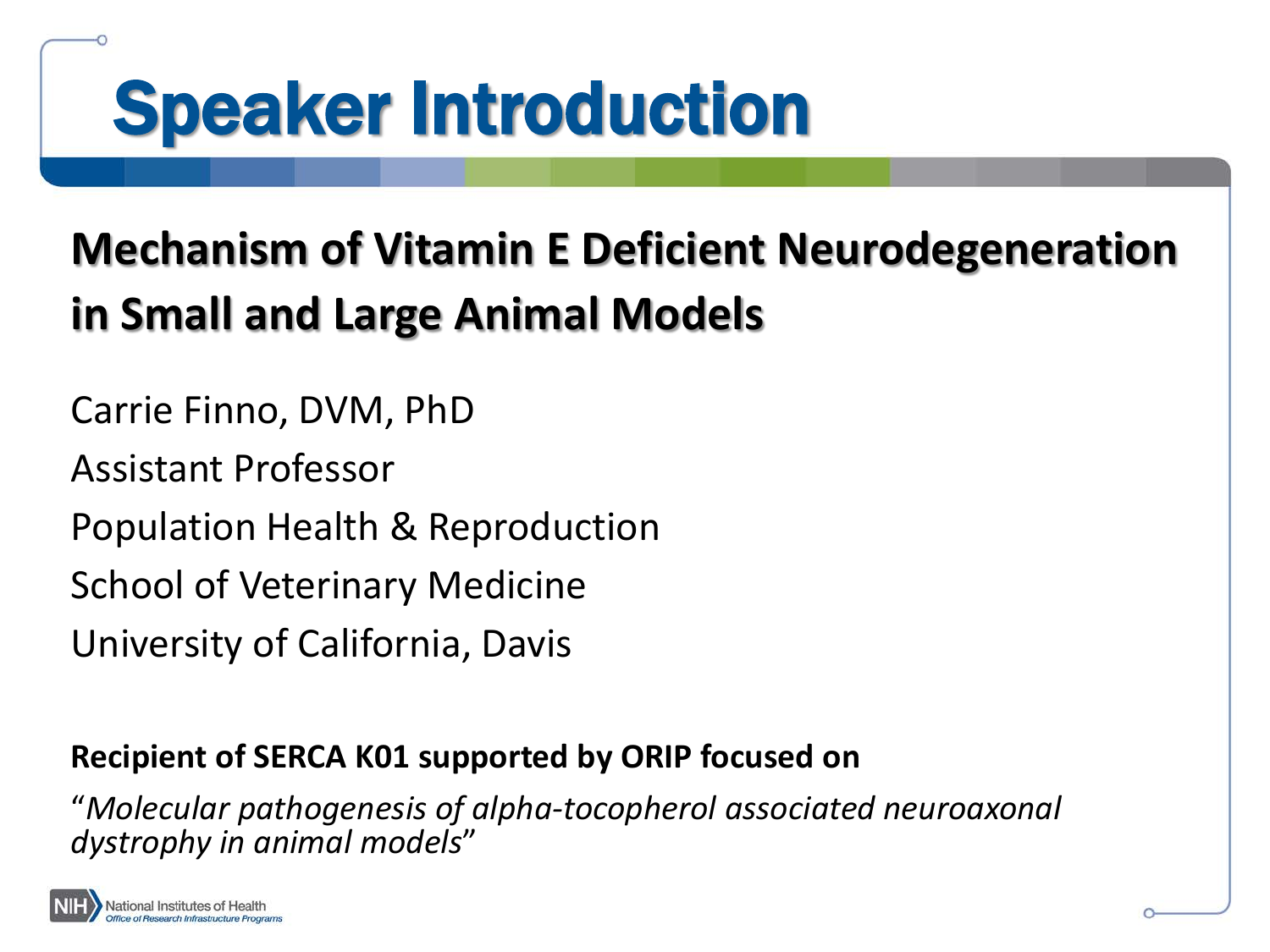# Speaker Introduction

## Mechanism of Vitamin E Deficient Neurodegeneration in Small and Large Animal Models

Carrie Finno, DVM, PhD

Assistant Professor

Population Health & Reproduction

School of Veterinary Medicine

University of California, Davis

**Recipient of SERCA K01 supported by ORIP focused on**

"*Molecular pathogenesis of alpha-tocopherol associated neuroaxonal dystrophy in animal models*"